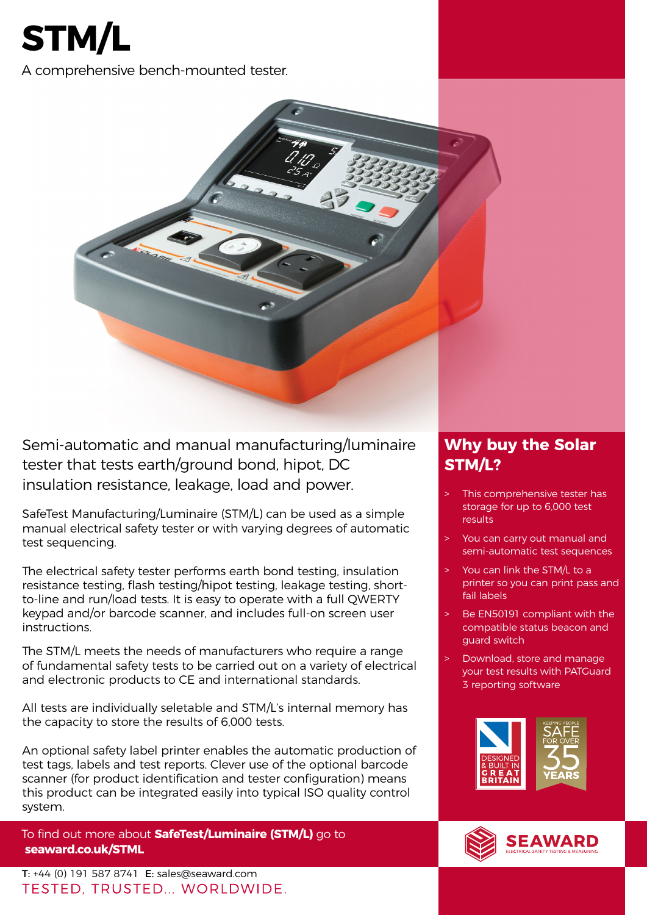# STM/L

A comprehensive bench-mounted tester.

## Semi-automatic and manual manufacturing/luminaire tester that tests earth/ground bond, hipot, DC insulation resistance, leakage, load and power.

SafeTest Manufacturing/Luminaire (STM/L) can be used as a simple manual electrical safety tester or with varying degrees of automatic test sequencing.

The electrical safety tester performs earth bond testing, insulation resistance testing, flash testing/hipot testing, leakage testing, short-to-line and run/load tests. It is easy to operate with a full QWERTY keypad and/or barcode scanner, and includes full-on screen user instructions.

The STM/L meets the needs of manufacturers who require a range of fundamental safety tests to be carried out on a variety of electrical and electronic products to CE and international standards.

All tests are individually seletable and STM/L's internal memory has the capacity to store the results of 6,000 tests.

An optional safety label printer enables the automatic production of test tags, labels and test reports. Clever use of the optional barcode scanner (for product identification and tester configuration) means this product can be integrated easily into typical ISO quality control system.

To find out more about **SafeTest/Luminaire (STM/L)** go to **seaward.co.uk/STML**

## Why buy the Solar STM/L?

- This comprehensive tester has storage for up to 6,000 test results
- You can carry out manual and semi-automatic test sequences
- You can link the STM/L to a printer so you can print pass and fail labels
- Be EN50191 compliant with the compatible status beacon and guard switch
- Download, store and manage your test results with PATGuard 3 reporting software

DESIGNED & BUILT IN GREAT BRITAIN

KEEPING PEOPLE SAFE FOR OVER 35 YEARS

SEAWARD
ELECTRICAL SAFETY TESTING & MEASURING

T: +44 (0) 191 587 8741 E: sales@seaward.com

TESTED, TRUSTED... WORLDWIDE.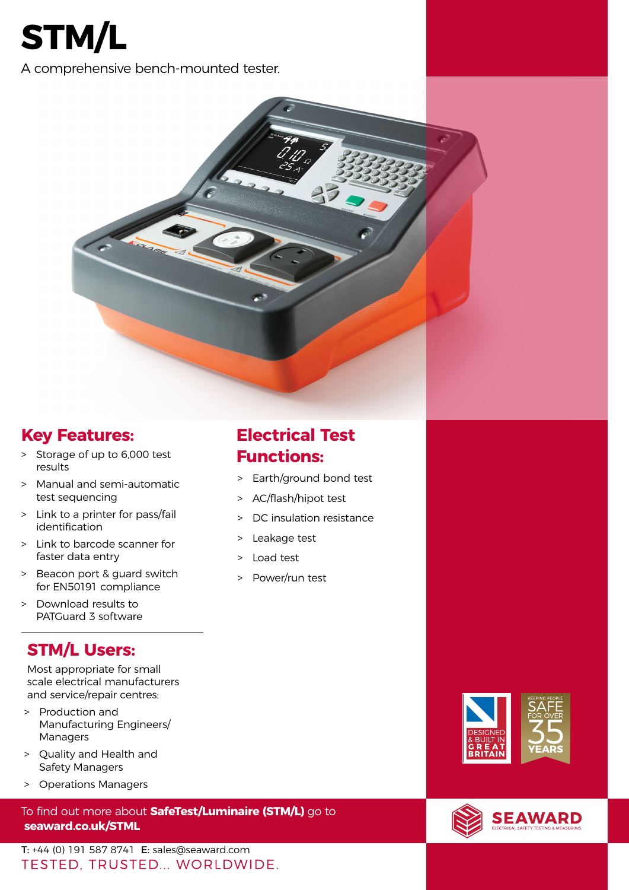# STM/L

A comprehensive bench-mounted tester.

## Key Features:

- Storage of up to 6,000 test results
- Manual and semi-automatic test sequencing
- Link to a printer for pass/fail identification
- Link to barcode scanner for faster data entry
- Beacon port & guard switch for EN50191 compliance
- Download results to PATGuard 3 software

## STM/L Users:

Most appropriate for small scale electrical manufacturers and service/repair centres:

- Production and Manufacturing Engineers/ Managers
- Quality and Health and Safety Managers
- Operations Managers

## Electrical Test Functions:

- Earth/ground bond test
- AC/flash/hipot test
- DC insulation resistance
- Leakage test
- Load test
- Power/run test

DESIGNED & BUILT IN GREAT BRITAIN

KEEPING PEOPLE SAFE FOR OVER 35 YEARS

To find out more about **SafeTest/Luminaire (STM/L)** go to **seaward.co.uk/STML**

SEAWARD
ELECTRICAL SAFETY TESTING & MEASURING

T: +44 (0) 191 587 8741 E: sales@seaward.com

TESTED, TRUSTED... WORLDWIDE.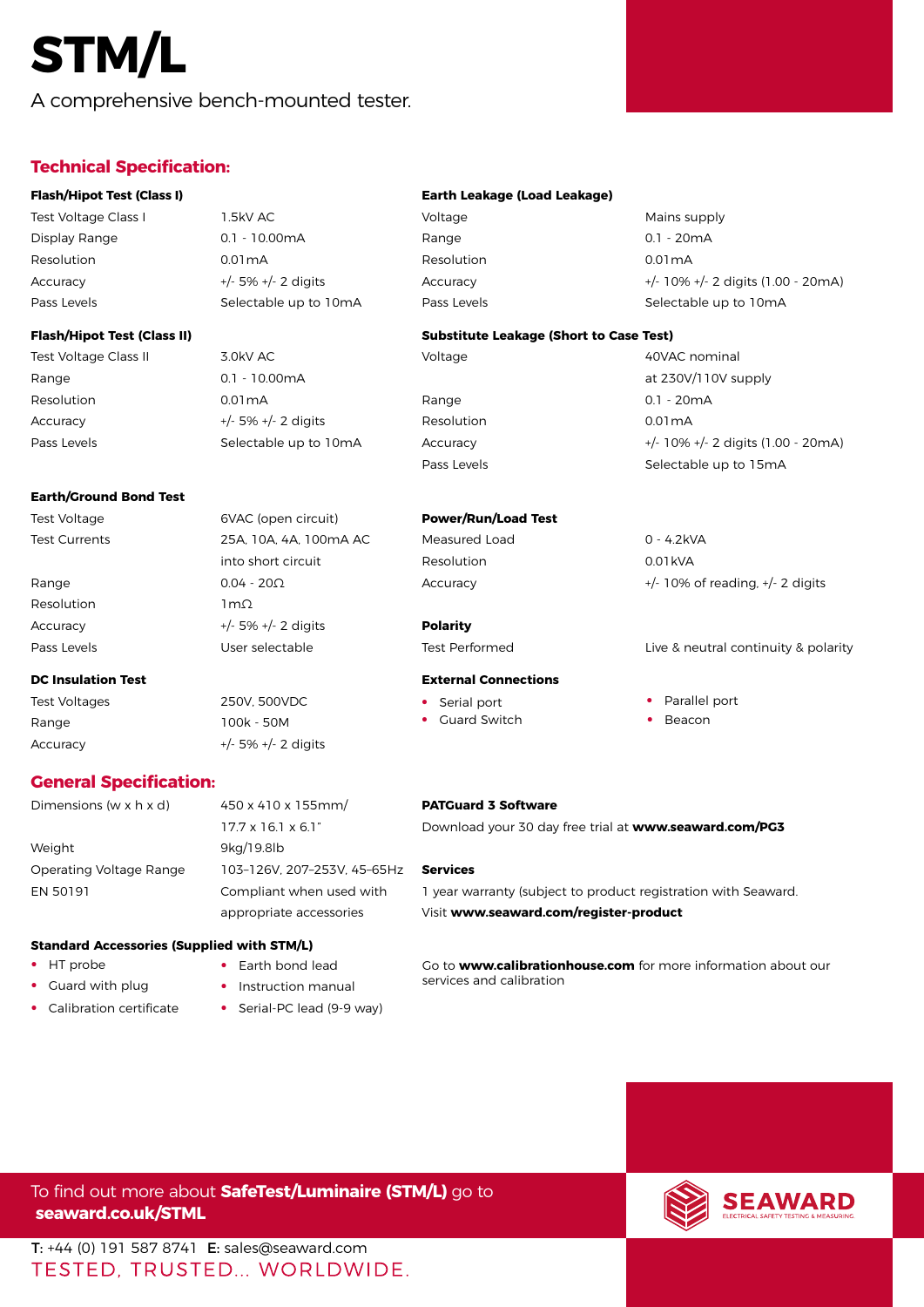# STM/L

A comprehensive bench-mounted tester.

## Technical Specification:

### Flash/Hipot Test (Class I)

| | |
|---|---|
| Test Voltage Class I | 1.5kV AC |
| Display Range | 0.1 - 10.00mA |
| Resolution | 0.01mA |
| Accuracy | +/- 5% +/- 2 digits |
| Pass Levels | Selectable up to 10mA |

### Flash/Hipot Test (Class II)

| | |
|---|---|
| Test Voltage Class II | 3.0kV AC |
| Range | 0.1 - 10.00mA |
| Resolution | 0.01mA |
| Accuracy | +/- 5% +/- 2 digits |
| Pass Levels | Selectable up to 10mA |

### Earth/Ground Bond Test

| | |
|---|---|
| Test Voltage | 6VAC (open circuit) |
| Test Currents | 25A, 10A, 4A, 100mA AC into short circuit |
| Range | 0.04 - 20Ω |
| Resolution | 1mΩ |
| Accuracy | +/- 5% +/- 2 digits |
| Pass Levels | User selectable |

### DC Insulation Test

| | |
|---|---|
| Test Voltages | 250V, 500VDC |
| Range | 100k - 50M |
| Accuracy | +/- 5% +/- 2 digits |

### Earth Leakage (Load Leakage)

| | |
|---|---|
| Voltage | Mains supply |
| Range | 0.1 - 20mA |
| Resolution | 0.01mA |
| Accuracy | +/- 10% +/- 2 digits (1.00 - 20mA) |
| Pass Levels | Selectable up to 10mA |

### Substitute Leakage (Short to Case Test)

| | |
|---|---|
| Voltage | 40VAC nominal at 230V/110V supply |
| Range | 0.1 - 20mA |
| Resolution | 0.01mA |
| Accuracy | +/- 10% +/- 2 digits (1.00 - 20mA) |
| Pass Levels | Selectable up to 15mA |

### Power/Run/Load Test

| | |
|---|---|
| Measured Load | 0 - 4.2kVA |
| Resolution | 0.01kVA |
| Accuracy | +/- 10% of reading, +/- 2 digits |

### Polarity

| | |
|---|---|
| Test Performed | Live & neutral continuity & polarity |

### External Connections

- Serial port
- Guard Switch
- Parallel port
- Beacon

## General Specification:

| | |
|---|---|
| Dimensions (w x h x d) | 450 x 410 x 155mm/ 17.7 x 16.1 x 6.1" |
| Weight | 9kg/19.8lb |
| Operating Voltage Range | 103–126V, 207–253V, 45–65Hz |
| EN 50191 | Compliant when used with appropriate accessories |

### Standard Accessories (Supplied with STM/L)

- HT probe
- Guard with plug
- Calibration certificate
- Earth bond lead
- Instruction manual
- Serial-PC lead (9-9 way)

### PATGuard 3 Software

Download your 30 day free trial at **www.seaward.com/PG3**

### Services

1 year warranty (subject to product registration with Seaward.
Visit **www.seaward.com/register-product**

Go to **www.calibrationhouse.com** for more information about our services and calibration

To find out more about **SafeTest/Luminaire (STM/L)** go to **seaward.co.uk/STML**

SEAWARD
ELECTRICAL SAFETY TESTING & MEASURING

T: +44 (0) 191 587 8741 E: sales@seaward.com

TESTED, TRUSTED... WORLDWIDE.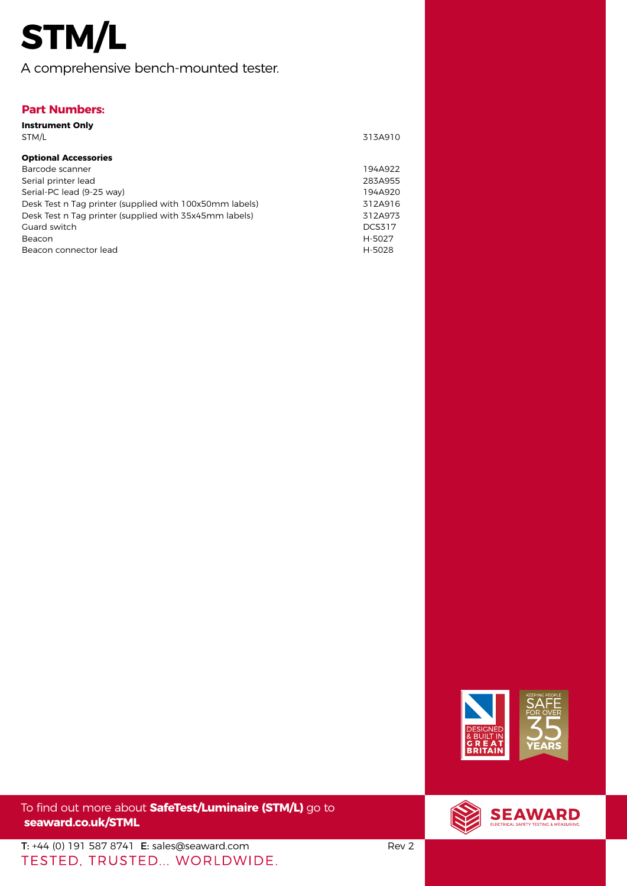# STM/L

A comprehensive bench-mounted tester.

## Part Numbers:

| | |
|---|---|
| **Instrument Only** | |
| STM/L | 313A910 |
| | |
| **Optional Accessories** | |
| Barcode scanner | 194A922 |
| Serial printer lead | 283A955 |
| Serial-PC lead (9-25 way) | 194A920 |
| Desk Test n Tag printer (supplied with 100x50mm labels) | 312A916 |
| Desk Test n Tag printer (supplied with 35x45mm labels) | 312A973 |
| Guard switch | DCS317 |
| Beacon | H-5027 |
| Beacon connector lead | H-5028 |

DESIGNED & BUILT IN GREAT BRITAIN

KEEPING PEOPLE SAFE FOR OVER 35 YEARS

To find out more about **SafeTest/Luminaire (STM/L)** go to **seaward.co.uk/STML**

SEAWARD
ELECTRICAL SAFETY TESTING & MEASURING

T: +44 (0) 191 587 8741 E: sales@seaward.com

Rev 2

TESTED, TRUSTED... WORLDWIDE.